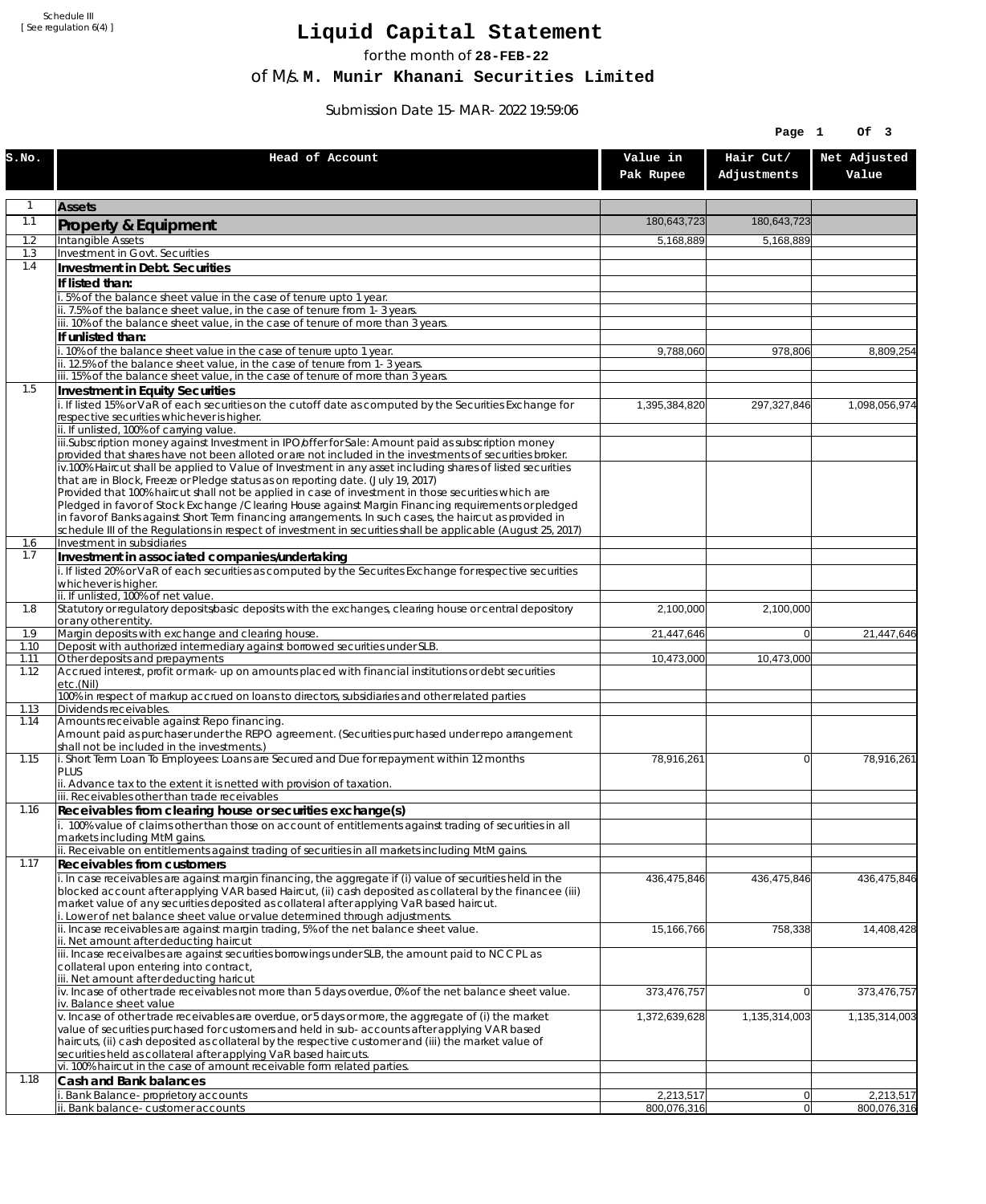Schedule III
[ See regulation 6(4) ]

# Liquid Capital Statement

for the month of **28-FEB-22**

of M/s. **M. Munir Khanani Securities Limited**

Submission Date 15-MAR-2022 19:59:06

| S.No. | Head of Account | Value in Pak Rupee | Hair Cut/ Adjustments | Net Adjusted Value |
|---|---|---|---|---|
| 1 | **Assets** | | | |
| 1.1 | **Property & Equipment** | 180,643,723 | 180,643,723 | |
| 1.2 | Intangible Assets | 5,168,889 | 5,168,889 | |
| 1.3 | Investment in Govt. Securities | | | |
| 1.4 | **Investment in Debt. Securities** | | | |
| | **If listed than:** | | | |
| | i. 5% of the balance sheet value in the case of tenure upto 1 year. | | | |
| | ii. 7.5% of the balance sheet value, in the case of tenure from 1-3 years. | | | |
| | iii. 10% of the balance sheet value, in the case of tenure of more than 3 years. | | | |
| | **If unlisted than:** | | | |
| | i. 10% of the balance sheet value in the case of tenure upto 1 year. | 9,788,060 | 978,806 | 8,809,254 |
| | ii. 12.5% of the balance sheet value, in the case of tenure from 1-3 years. | | | |
| | iii. 15% of the balance sheet value, in the case of tenure of more than 3 years. | | | |
| 1.5 | **Investment in Equity Securities** | | | |
| | i. If listed 15% or VaR of each securities on the cutoff date as computed by the Securities Exchange for respective securities whichever is higher. | 1,395,384,820 | 297,327,846 | 1,098,056,974 |
| | ii. If unlisted, 100% of carrying value. | | | |
| | iii.Subscription money against Investment in IPO/offer for Sale: Amount paid as subscription money provided that shares have not been alloted or are not included in the investments of securities broker. | | | |
| | iv.100% Haircut shall be applied to Value of Investment in any asset including shares of listed securities that are in Block, Freeze or Pledge status as on reporting date. (July 19, 2017) Provided that 100% haircut shall not be applied in case of investment in those securities which are Pledged in favor of Stock Exchange / Clearing House against Margin Financing requirements or pledged in favor of Banks against Short Term financing arrangements. In such cases, the haircut as provided in schedule III of the Regulations in respect of investment in securities shall be applicable (August 25, 2017) | | | |
| 1.6 | Investment in subsidiaries | | | |
| 1.7 | **Investment in associated companies/undertaking** | | | |
| | i. If listed 20% or VaR of each securities as computed by the Securites Exchange for respective securities whichever is higher. | | | |
| | ii. If unlisted, 100% of net value. | | | |
| 1.8 | Statutory or regulatory deposits/basic deposits with the exchanges, clearing house or central depository or any other entity. | 2,100,000 | 2,100,000 | |
| 1.9 | Margin deposits with exchange and clearing house. | 21,447,646 | 0 | 21,447,646 |
| 1.10 | Deposit with authorized intermediary against borrowed securities under SLB. | | | |
| 1.11 | Other deposits and prepayments | 10,473,000 | 10,473,000 | |
| 1.12 | Accrued interest, profit or mark-up on amounts placed with financial institutions or debt securities etc.(Nil) | | | |
| | 100% in respect of markup accrued on loans to directors, subsidiaries and other related parties | | | |
| 1.13 | Dividends receivables. | | | |
| 1.14 | Amounts receivable against Repo financing. Amount paid as purchaser under the REPO agreement. (Securities purchased under repo arrangement shall not be included in the investments.) | | | |
| 1.15 | i. Short Term Loan To Employees: Loans are Secured and Due for repayment within 12 months PLUS | 78,916,261 | 0 | 78,916,261 |
| | ii. Advance tax to the extent it is netted with provision of taxation. | | | |
| | iii. Receivables other than trade receivables | | | |
| 1.16 | **Receivables from clearing house or securities exchange(s)** | | | |
| | i. 100% value of claims other than those on account of entitlements against trading of securities in all markets including MtM gains. | | | |
| | ii. Receivable on entitlements against trading of securities in all markets including MtM gains. | | | |
| 1.17 | **Receivables from customers** | | | |
| | i. In case receivables are against margin financing, the aggregate if (i) value of securities held in the blocked account after applying VAR based Haircut, (ii) cash deposited as collateral by the financee (iii) market value of any securities deposited as collateral after applying VaR based haircut. i. Lower of net balance sheet value or value determined through adjustments. | 436,475,846 | 436,475,846 | 436,475,846 |
| | ii. Incase receivables are against margin trading, 5% of the net balance sheet value. ii. Net amount after deducting haircut | 15,166,766 | 758,338 | 14,408,428 |
| | iii. Incase receivalbes are against securities borrowings under SLB, the amount paid to NCCPL as collateral upon entering into contract, iii. Net amount after deducting haricut | | | |
| | iv. Incase of other trade receivables not more than 5 days overdue, 0% of the net balance sheet value. iv. Balance sheet value | 373,476,757 | 0 | 373,476,757 |
| | v. Incase of other trade receivables are overdue, or 5 days or more, the aggregate of (i) the market value of securities purchased for customers and held in sub-accounts after applying VAR based haircuts, (ii) cash deposited as collateral by the respective customer and (iii) the market value of securities held as collateral after applying VaR based haircuts. | 1,372,639,628 | 1,135,314,003 | 1,135,314,003 |
| | vi. 100% haircut in the case of amount receivable form related parties. | | | |
| 1.18 | **Cash and Bank balances** | | | |
| | i. Bank Balance-proprietory accounts | 2,213,517 | 0 | 2,213,517 |
| | ii. Bank balance-customer accounts | 800,076,316 | 0 | 800,076,316 |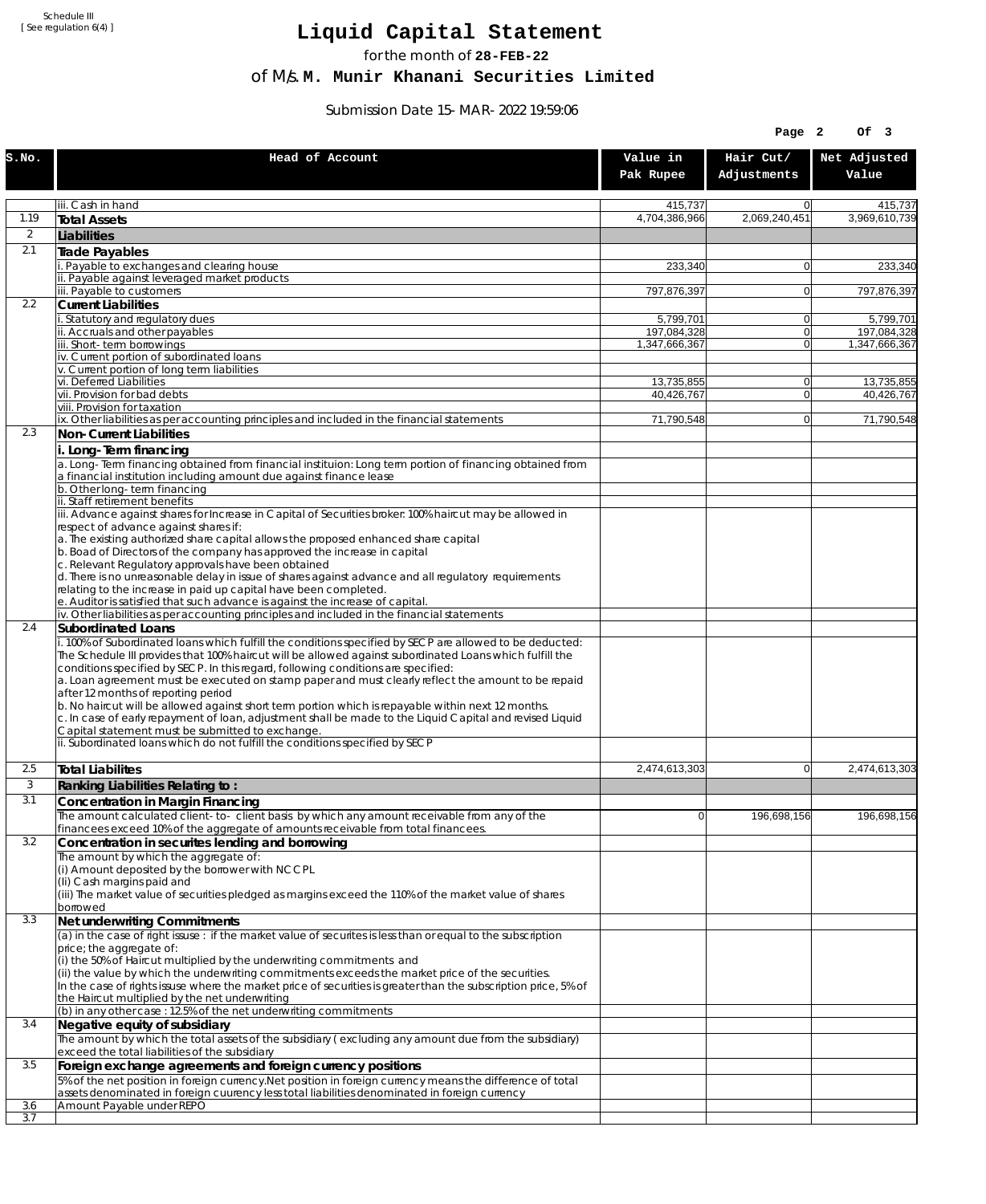Schedule III
[ See regulation 6(4) ]

# Liquid Capital Statement

for the month of **28-FEB-22**

of M/s. **M. Munir Khanani Securities Limited**

Submission Date 15-MAR-2022 19:59:06

| S.No. | Head of Account | Value in Pak Rupee | Hair Cut/ Adjustments | Net Adjusted Value |
|---|---|---|---|---|
| | iii. Cash in hand | 415,737 | 0 | 415,737 |
| 1.19 | **Total Assets** | 4,704,386,966 | 2,069,240,451 | 3,969,610,739 |
| 2 | **Liabilities** | | | |
| 2.1 | **Trade Payables** | | | |
| | i. Payable to exchanges and clearing house | 233,340 | 0 | 233,340 |
| | ii. Payable against leveraged market products | | | |
| | iii. Payable to customers | 797,876,397 | 0 | 797,876,397 |
| 2.2 | **Current Liabilities** | | | |
| | i. Statutory and regulatory dues | 5,799,701 | 0 | 5,799,701 |
| | ii. Accruals and other payables | 197,084,328 | 0 | 197,084,328 |
| | iii. Short-term borrowings | 1,347,666,367 | 0 | 1,347,666,367 |
| | iv. Current portion of subordinated loans | | | |
| | v. Current portion of long term liabilities | | | |
| | vi. Deferred Liabilities | 13,735,855 | 0 | 13,735,855 |
| | vii. Provision for bad debts | 40,426,767 | 0 | 40,426,767 |
| | viii. Provision for taxation | | | |
| | ix. Other liabilities as per accounting principles and included in the financial statements | 71,790,548 | 0 | 71,790,548 |
| 2.3 | **Non-Current Liabilities** | | | |
| | **i. Long-Term financing** | | | |
| | a. Long-Term financing obtained from financial instituion: Long term portion of financing obtained from a financial institution including amount due against finance lease | | | |
| | b. Other long-term financing | | | |
| | ii. Staff retirement benefits | | | |
| | iii. Advance against shares for Increase in Capital of Securities broker: 100% haircut may be allowed in respect of advance against shares if:<br>a. The existing authorized share capital allows the proposed enhanced share capital<br>b. Boad of Directors of the company has approved the increase in capital<br>c. Relevant Regulatory approvals have been obtained<br>d. There is no unreasonable delay in issue of shares against advance and all regulatory requirements relating to the increase in paid up capital have been completed.<br>e. Auditor is satisfied that such advance is against the increase of capital. | | | |
| | iv. Other liabilities as per accounting principles and included in the financial statements | | | |
| 2.4 | **Subordinated Loans** | | | |
| | i. 100% of Subordinated loans which fulfill the conditions specified by SECP are allowed to be deducted:<br>The Schedule III provides that 100% haircut will be allowed against subordinated Loans which fulfill the conditions specified by SECP. In this regard, following conditions are specified:<br>a. Loan agreement must be executed on stamp paper and must clearly reflect the amount to be repaid after 12 months of reporting period<br>b. No haircut will be allowed against short term portion which is repayable within next 12 months.<br>c. In case of early repayment of loan, adjustment shall be made to the Liquid Capital and revised Liquid Capital statement must be submitted to exchange. | | | |
| | ii. Subordinated loans which do not fulfill the conditions specified by SECP | | | |
| 2.5 | **Total Liabilites** | 2,474,613,303 | 0 | 2,474,613,303 |
| 3 | **Ranking Liabilities Relating to :** | | | |
| 3.1 | **Concentration in Margin Financing** | | | |
| | The amount calculated client-to- client basis by which any amount receivable from any of the financees exceed 10% of the aggregate of amounts receivable from total financees. | 0 | 196,698,156 | 196,698,156 |
| 3.2 | **Concentration in securites lending and borrowing** | | | |
| | The amount by which the aggregate of:<br>(i) Amount deposited by the borrower with NCCPL<br>(Ii) Cash margins paid and<br>(iii) The market value of securities pledged as margins exceed the 110% of the market value of shares borrowed | | | |
| 3.3 | **Net underwriting Commitments** | | | |
| | (a) in the case of right issuse : if the market value of securites is less than or equal to the subscription price; the aggregate of:<br>(i) the 50% of Haircut multiplied by the underwriting commitments and<br>(ii) the value by which the underwriting commitments exceeds the market price of the securities.<br>In the case of rights issuse where the market price of securities is greater than the subscription price, 5% of the Haircut multiplied by the net underwriting | | | |
| | (b) in any other case : 12.5% of the net underwriting commitments | | | |
| 3.4 | **Negative equity of subsidiary** | | | |
| | The amount by which the total assets of the subsidiary ( excluding any amount due from the subsidiary) exceed the total liabilities of the subsidiary | | | |
| 3.5 | **Foreign exchange agreements and foreign currency positions** | | | |
| | 5% of the net position in foreign currency.Net position in foreign currency means the difference of total assets denominated in foreign cuurency less total liabilities denominated in foreign currency | | | |
| 3.6 | Amount Payable under REPO | | | |
| 3.7 | | | | |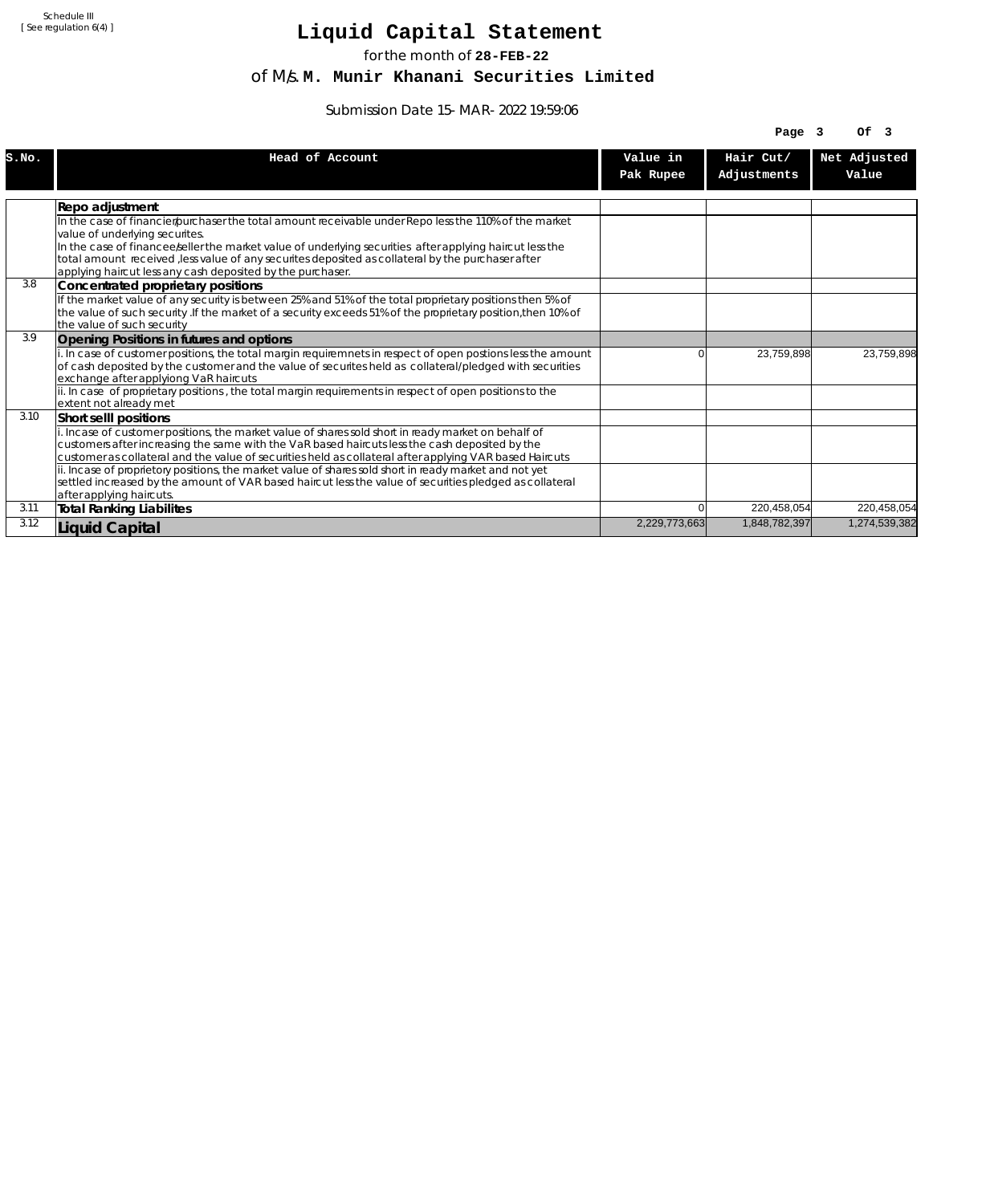Schedule III
[ See regulation 6(4) ]

# Liquid Capital Statement

for the month of **28-FEB-22**

of M/s. **M. Munir Khanani Securities Limited**

Submission Date 15-MAR-2022 19:59:06

| S.No. | Head of Account | Value in Pak Rupee | Hair Cut/ Adjustments | Net Adjusted Value |
|---|---|---|---|---|
| | **Repo adjustment** | | | |
| | In the case of financier/purchaser the total amount receivable under Repo less the 110% of the market value of underlying securites. In the case of financee/seller the market value of underlying securities after applying haircut less the total amount received ,less value of any securites deposited as collateral by the purchaser after applying haircut less any cash deposited by the purchaser. | | | |
| 3.8 | **Concentrated proprietary positions** | | | |
| | If the market value of any security is between 25% and 51% of the total proprietary positions then 5% of the value of such security .If the market of a security exceeds 51% of the proprietary position,then 10% of the value of such security | | | |
| 3.9 | **Opening Positions in futures and options** | | | |
| | i. In case of customer positions, the total margin requiremnets in respect of open postions less the amount of cash deposited by the customer and the value of securites held as collateral/pledged with securities exchange after applyiong VaR haircuts | 0 | 23,759,898 | 23,759,898 |
| | ii. In case of proprietary positions , the total margin requirements in respect of open positions to the extent not already met | | | |
| 3.10 | **Short selll positions** | | | |
| | i. Incase of customer positions, the market value of shares sold short in ready market on behalf of customers after increasing the same with the VaR based haircuts less the cash deposited by the customer as collateral and the value of securities held as collateral after applying VAR based Haircuts | | | |
| | ii. Incase of proprietory positions, the market value of shares sold short in ready market and not yet settled increased by the amount of VAR based haircut less the value of securities pledged as collateral after applying haircuts. | | | |
| 3.11 | **Total Ranking Liabilites** | 0 | 220,458,054 | 220,458,054 |
| 3.12 | **Liquid Capital** | 2,229,773,663 | 1,848,782,397 | 1,274,539,382 |